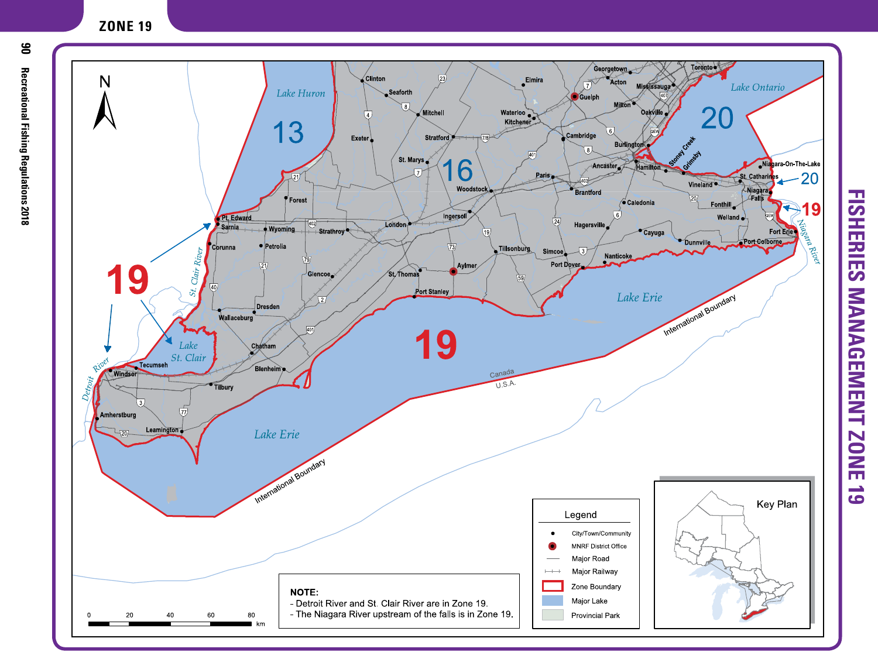# ZONE 19

# FISHERIES MANAGEMENT ZONE 19

**NOTE:**
- Detroit River and St. Clair River are in Zone 19.
- The Niagara River upstream of the falls is in Zone 19.

**Legend**
- City/Town/Community
- MNRF District Office
- Major Road
- Major Railway
- Zone Boundary
- Major Lake
- Provincial Park

Key Plan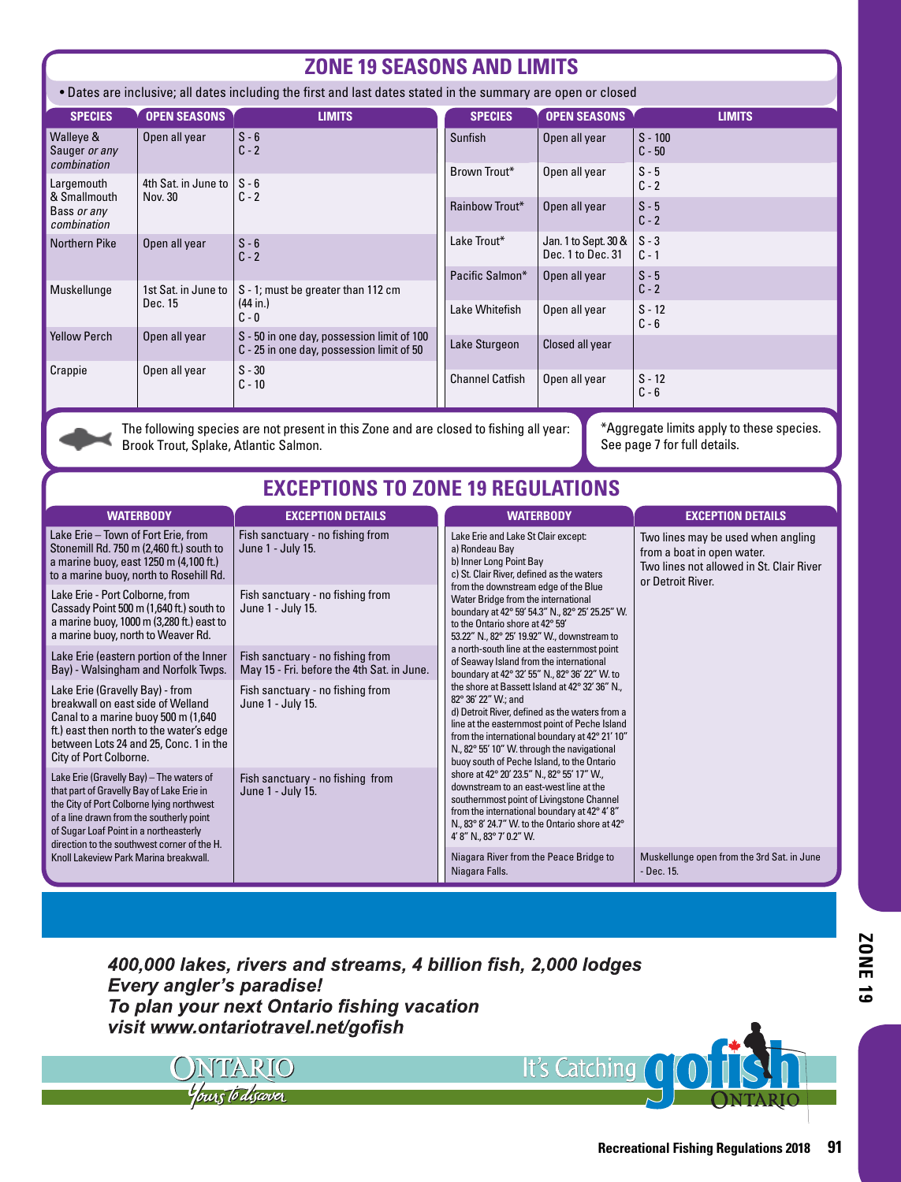# ZONE 19 SEASONS AND LIMITS

• Dates are inclusive; all dates including the first and last dates stated in the summary are open or closed

| SPECIES | OPEN SEASONS | LIMITS |
|---|---|---|
| Walleye & Sauger *or any combination* | Open all year | S - 6<br>C - 2 |
| Largemouth & Smallmouth Bass *or any combination* | 4th Sat. in June to Nov. 30 | S - 6<br>C - 2 |
| Northern Pike | Open all year | S - 6<br>C - 2 |
| Muskellunge | 1st Sat. in June to Dec. 15 | S - 1; must be greater than 112 cm (44 in.)<br>C - 0 |
| Yellow Perch | Open all year | S - 50 in one day, possession limit of 100<br>C - 25 in one day, possession limit of 50 |
| Crappie | Open all year | S - 30<br>C - 10 |
| Sunfish | Open all year | S - 100<br>C - 50 |
| Brown Trout* | Open all year | S - 5<br>C - 2 |
| Rainbow Trout* | Open all year | S - 5<br>C - 2 |
| Lake Trout* | Jan. 1 to Sept. 30 & Dec. 1 to Dec. 31 | S - 3<br>C - 1 |
| Pacific Salmon* | Open all year | S - 5<br>C - 2 |
| Lake Whitefish | Open all year | S - 12<br>C - 6 |
| Lake Sturgeon | Closed all year | |
| Channel Catfish | Open all year | S - 12<br>C - 6 |

The following species are not present in this Zone and are closed to fishing all year: Brook Trout, Splake, Atlantic Salmon.

*Aggregate limits apply to these species. See page 7 for full details.

# EXCEPTIONS TO ZONE 19 REGULATIONS

| WATERBODY | EXCEPTION DETAILS |
|---|---|
| Lake Erie – Town of Fort Erie, from Stonemill Rd. 750 m (2,460 ft.) south to a marine buoy, east 1250 m (4,100 ft.) to a marine buoy, north to Rosehill Rd. | Fish sanctuary - no fishing from June 1 - July 15. |
| Lake Erie - Port Colborne, from Cassady Point 500 m (1,640 ft.) south to a marine buoy, 1000 m (3,280 ft.) east to a marine buoy, north to Weaver Rd. | Fish sanctuary - no fishing from June 1 - July 15. |
| Lake Erie (eastern portion of the Inner Bay) - Walsingham and Norfolk Twps. | Fish sanctuary - no fishing from May 15 - Fri. before the 4th Sat. in June. |
| Lake Erie (Gravelly Bay) - from breakwall on east side of Welland Canal to a marine buoy 500 m (1,640 ft.) east then north to the water's edge between Lots 24 and 25, Conc. 1 in the City of Port Colborne. | Fish sanctuary - no fishing from June 1 - July 15. |
| Lake Erie (Gravelly Bay) – The waters of that part of Gravelly Bay of Lake Erie in the City of Port Colborne lying northwest of a line drawn from the southerly point of Sugar Loaf Point in a northeasterly direction to the southwest corner of the H. Knoll Lakeview Park Marina breakwall. | Fish sanctuary - no fishing from June 1 - July 15. |
| Lake Erie and Lake St Clair except:<br>a) Rondeau Bay<br>b) Inner Long Point Bay<br>c) St. Clair River, defined as the waters from the downstream edge of the Blue Water Bridge from the international boundary at 42° 59' 54.3" N., 82° 25' 25.25" W. to the Ontario shore at 42° 59' 53.22" N., 82° 25' 19.92" W., downstream to a north-south line at the easternmost point of Seaway Island from the international boundary at 42° 32' 55" N., 82° 36' 22" W. to the shore at Bassett Island at 42° 32' 36" N., 82° 36' 22" W.; and<br>d) Detroit River, defined as the waters from a line at the easternmost point of Peche Island from the international boundary at 42° 21' 10" N., 82° 55' 10" W. through the navigational buoy south of Peche Island, to the Ontario shore at 42° 20' 23.5" N., 82° 55' 17" W., downstream to an east-west line at the southernmost point of Livingstone Channel from the international boundary at 42° 4' 8" N., 83° 8' 24.7" W. to the Ontario shore at 42° 4' 8" N., 83° 7' 0.2" W. | Two lines may be used when angling from a boat in open water.<br>Two lines not allowed in St. Clair River or Detroit River. |
| Niagara River from the Peace Bridge to Niagara Falls. | Muskellunge open from the 3rd Sat. in June - Dec. 15. |

***400,000 lakes, rivers and streams, 4 billion fish, 2,000 lodges***
***Every angler's paradise!***
***To plan your next Ontario fishing vacation***
***visit www.ontariotravel.net/gofish***

ONTARIO Yours to discover

It's Catching gofish ONTARIO